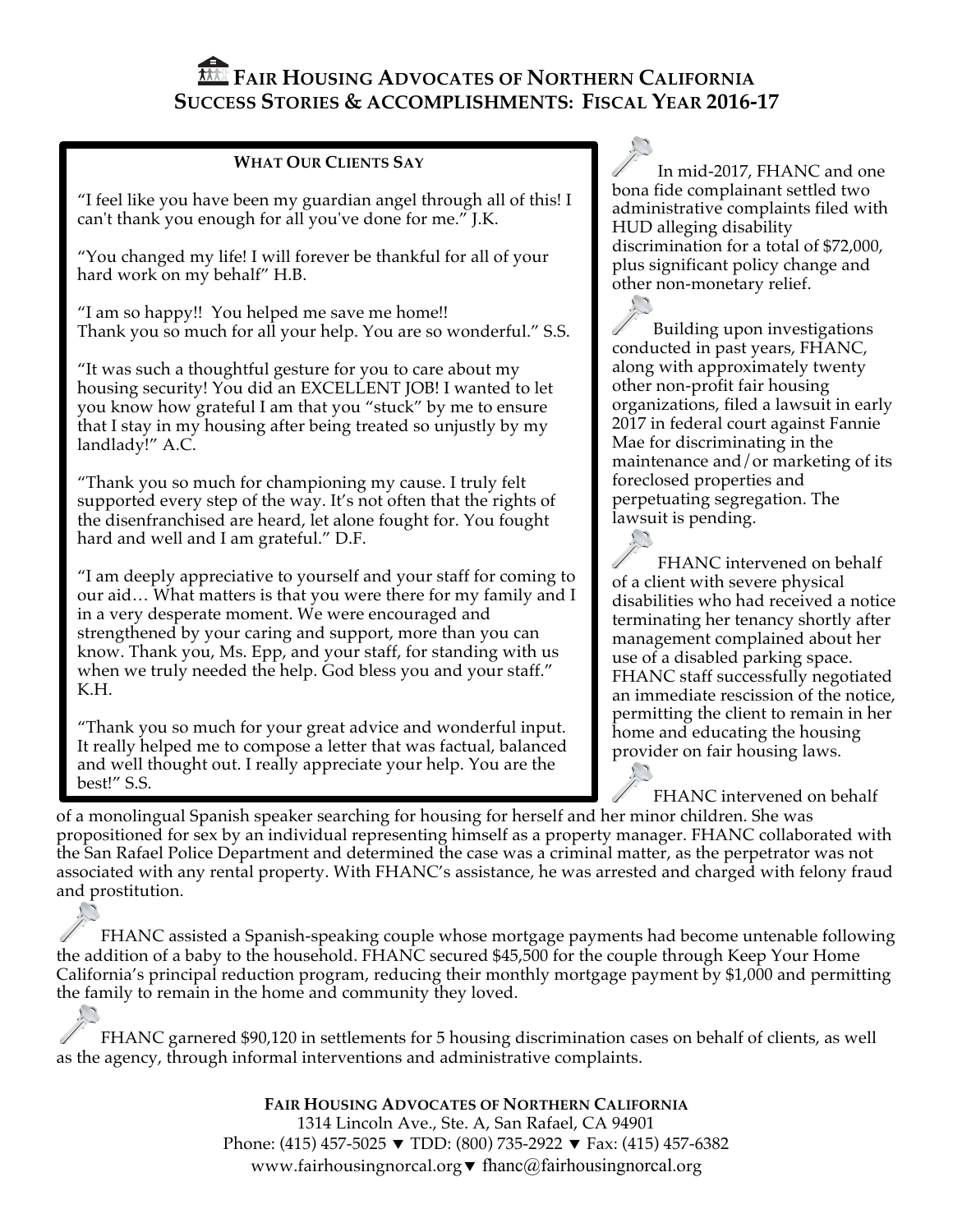# FAIR HOUSING ADVOCATES OF NORTHERN CALIFORNIA
## SUCCESS STORIES & ACCOMPLISHMENTS: FISCAL YEAR 2016-17

### WHAT OUR CLIENTS SAY

"I feel like you have been my guardian angel through all of this! I can't thank you enough for all you've done for me." J.K.

"You changed my life! I will forever be thankful for all of your hard work on my behalf" H.B.

"I am so happy!! You helped me save me home!!
Thank you so much for all your help. You are so wonderful." S.S.

"It was such a thoughtful gesture for you to care about my housing security! You did an EXCELLENT JOB! I wanted to let you know how grateful I am that you "stuck" by me to ensure that I stay in my housing after being treated so unjustly by my landlady!" A.C.

"Thank you so much for championing my cause. I truly felt supported every step of the way. It's not often that the rights of the disenfranchised are heard, let alone fought for. You fought hard and well and I am grateful." D.F.

"I am deeply appreciative to yourself and your staff for coming to our aid… What matters is that you were there for my family and I in a very desperate moment. We were encouraged and strengthened by your caring and support, more than you can know. Thank you, Ms. Epp, and your staff, for standing with us when we truly needed the help. God bless you and your staff." K.H.

"Thank you so much for your great advice and wonderful input. It really helped me to compose a letter that was factual, balanced and well thought out. I really appreciate your help. You are the best!" S.S.

In mid-2017, FHANC and one bona fide complainant settled two administrative complaints filed with HUD alleging disability discrimination for a total of $72,000, plus significant policy change and other non-monetary relief.

Building upon investigations conducted in past years, FHANC, along with approximately twenty other non-profit fair housing organizations, filed a lawsuit in early 2017 in federal court against Fannie Mae for discriminating in the maintenance and/or marketing of its foreclosed properties and perpetuating segregation. The lawsuit is pending.

FHANC intervened on behalf of a client with severe physical disabilities who had received a notice terminating her tenancy shortly after management complained about her use of a disabled parking space. FHANC staff successfully negotiated an immediate rescission of the notice, permitting the client to remain in her home and educating the housing provider on fair housing laws.

FHANC intervened on behalf of a monolingual Spanish speaker searching for housing for herself and her minor children. She was propositioned for sex by an individual representing himself as a property manager. FHANC collaborated with the San Rafael Police Department and determined the case was a criminal matter, as the perpetrator was not associated with any rental property. With FHANC's assistance, he was arrested and charged with felony fraud and prostitution.

FHANC assisted a Spanish-speaking couple whose mortgage payments had become untenable following the addition of a baby to the household. FHANC secured $45,500 for the couple through Keep Your Home California's principal reduction program, reducing their monthly mortgage payment by $1,000 and permitting the family to remain in the home and community they loved.

FHANC garnered $90,120 in settlements for 5 housing discrimination cases on behalf of clients, as well as the agency, through informal interventions and administrative complaints.

**FAIR HOUSING ADVOCATES OF NORTHERN CALIFORNIA**
1314 Lincoln Ave., Ste. A, San Rafael, CA 94901
Phone: (415) 457-5025 ▼ TDD: (800) 735-2922 ▼ Fax: (415) 457-6382
www.fairhousingnorcal.org ▼ fhanc@fairhousingnorcal.org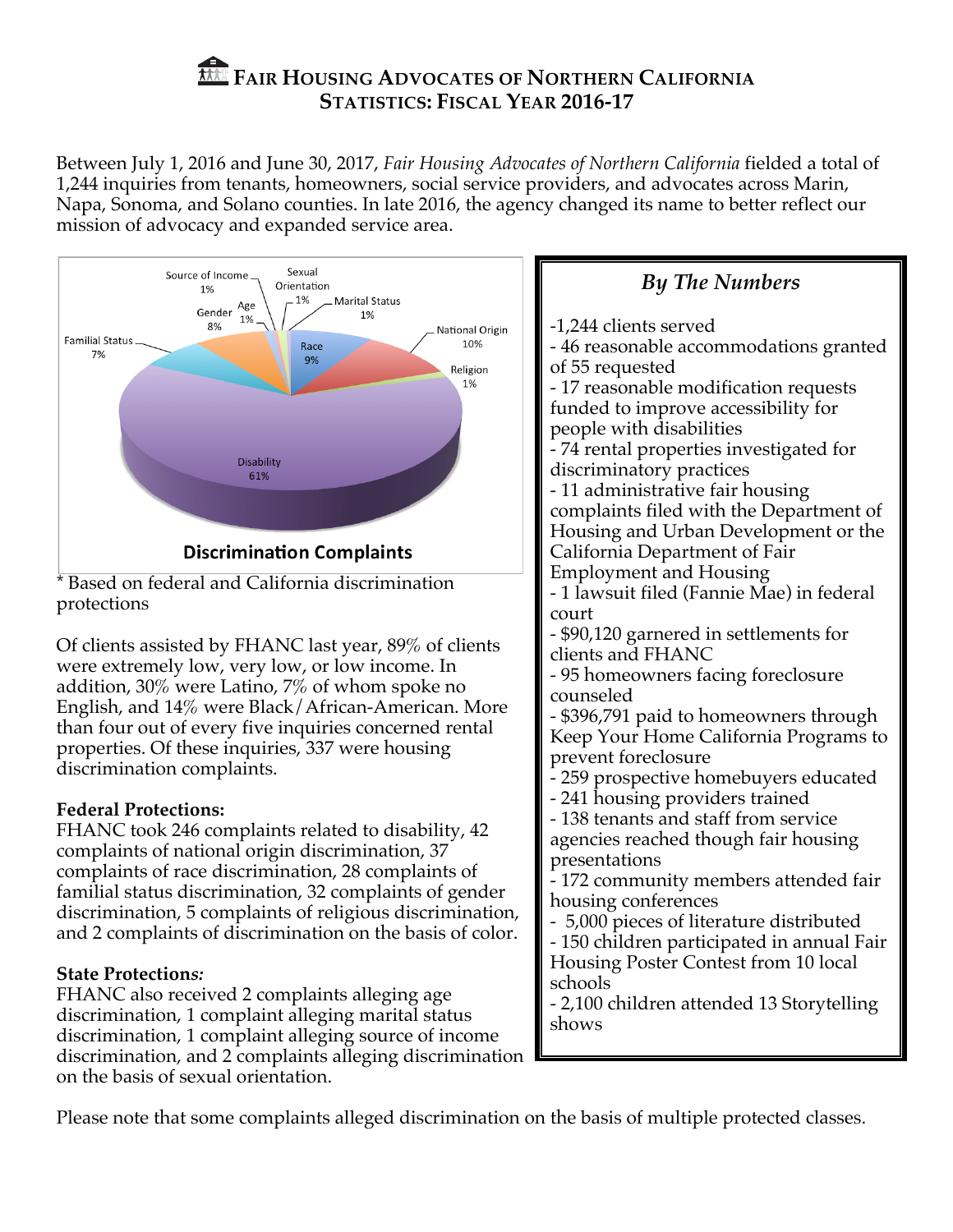# FAIR HOUSING ADVOCATES OF NORTHERN CALIFORNIA
## STATISTICS: FISCAL YEAR 2016-17

Between July 1, 2016 and June 30, 2017, *Fair Housing Advocates of Northern California* fielded a total of 1,244 inquiries from tenants, homeowners, social service providers, and advocates across Marin, Napa, Sonoma, and Solano counties. In late 2016, the agency changed its name to better reflect our mission of advocacy and expanded service area.

Source of Income 1%
Sexual Orientation 1%
Marital Status 1%
Age 1%
Gender 8%
Familial Status 7%
Race 9%
National Origin 10%
Religion 1%
Disability 61%

**Discrimination Complaints**

* Based on federal and California discrimination protections

Of clients assisted by FHANC last year, 89% of clients were extremely low, very low, or low income. In addition, 30% were Latino, 7% of whom spoke no English, and 14% were Black/African-American. More than four out of every five inquiries concerned rental properties. Of these inquiries, 337 were housing discrimination complaints.

**Federal Protections:**
FHANC took 246 complaints related to disability, 42 complaints of national origin discrimination, 37 complaints of race discrimination, 28 complaints of familial status discrimination, 32 complaints of gender discrimination, 5 complaints of religious discrimination, and 2 complaints of discrimination on the basis of color.

**State Protections*:***
FHANC also received 2 complaints alleging age discrimination, 1 complaint alleging marital status discrimination, 1 complaint alleging source of income discrimination, and 2 complaints alleging discrimination on the basis of sexual orientation.

### *By The Numbers*

-1,244 clients served
- 46 reasonable accommodations granted of 55 requested
- 17 reasonable modification requests funded to improve accessibility for people with disabilities
- 74 rental properties investigated for discriminatory practices
- 11 administrative fair housing complaints filed with the Department of Housing and Urban Development or the California Department of Fair Employment and Housing
- 1 lawsuit filed (Fannie Mae) in federal court
- $90,120 garnered in settlements for clients and FHANC
- 95 homeowners facing foreclosure counseled
- $396,791 paid to homeowners through Keep Your Home California Programs to prevent foreclosure
- 259 prospective homebuyers educated
- 241 housing providers trained
- 138 tenants and staff from service agencies reached though fair housing presentations
- 172 community members attended fair housing conferences
- 5,000 pieces of literature distributed
- 150 children participated in annual Fair Housing Poster Contest from 10 local schools
- 2,100 children attended 13 Storytelling shows

Please note that some complaints alleged discrimination on the basis of multiple protected classes.